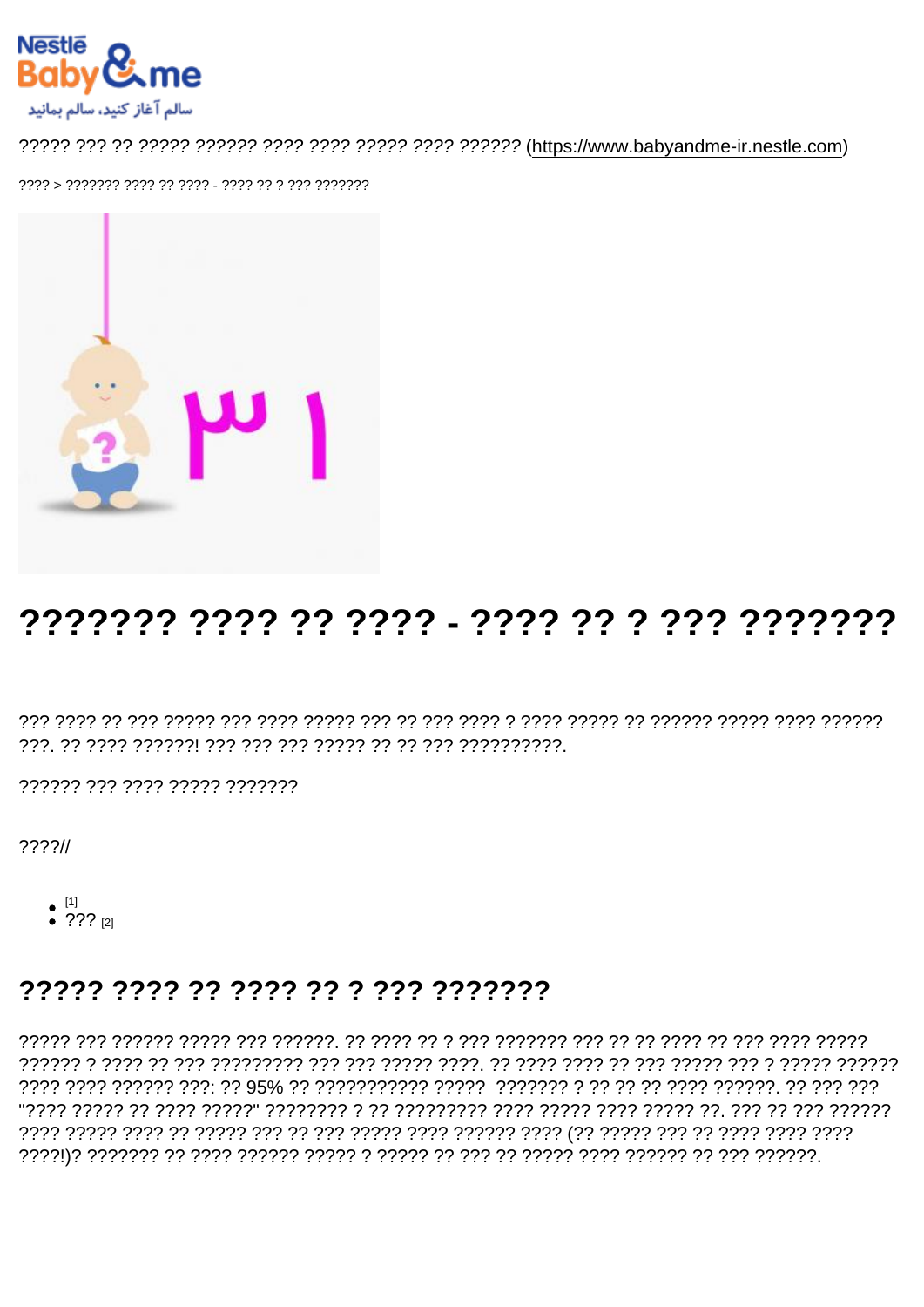????? ??? ?? ????? ?????? ???? ???? ????? ???? ?????? (https://www.babyandme-ir.nestle.com)

???? > ??????? ???? ?? ???? - ???? ?? ? ??? ???????

# ??????? ???? ?? ???? - ???? ?? ? ??? ???????

??? ???? ?? ??? ????? ??? ???? ????? ??? ?? ??? ???? ? ???? ????? ?? ?????? ????? ???? ?????? ???. ?? ???? ??????! ??? ??? ??? ????? ?? ?? ??? ??????????.

?????? ??? ???? ????? ???????

????//

- [1]
- ??? [2]

## ????? ???? ?? ???? ?? ? ??? ???????

????? ??? ?????? ????? ??? ??????. ?? ???? ?? ? ??? ??????? ??? ?? ?? ???? ?? ??? ???? ????? ?????? ? ???? ?? ??? ????????? ??? ??? ????? ????. ?? ???? ???? ?? ??? ????? ??? ? ????? ?????? ???? ???? ?????? ???: ?? 95% ?? ??????????? ?????  ??????? ? ?? ?? ?? ???? ??????. ?? ??? ??? "???? ????? ?? ???? ?????" ???????? ? ?? ????????? ???? ????? ???? ????? ??. ??? ?? ??? ?????? ???? ????? ???? ?? ????? ??? ?? ??? ????? ???? ?????? ???? (?? ????? ??? ?? ???? ???? ???? ????!)? ??????? ?? ???? ?????? ????? ? ????? ?? ??? ?? ????? ???? ?????? ?? ??? ??????.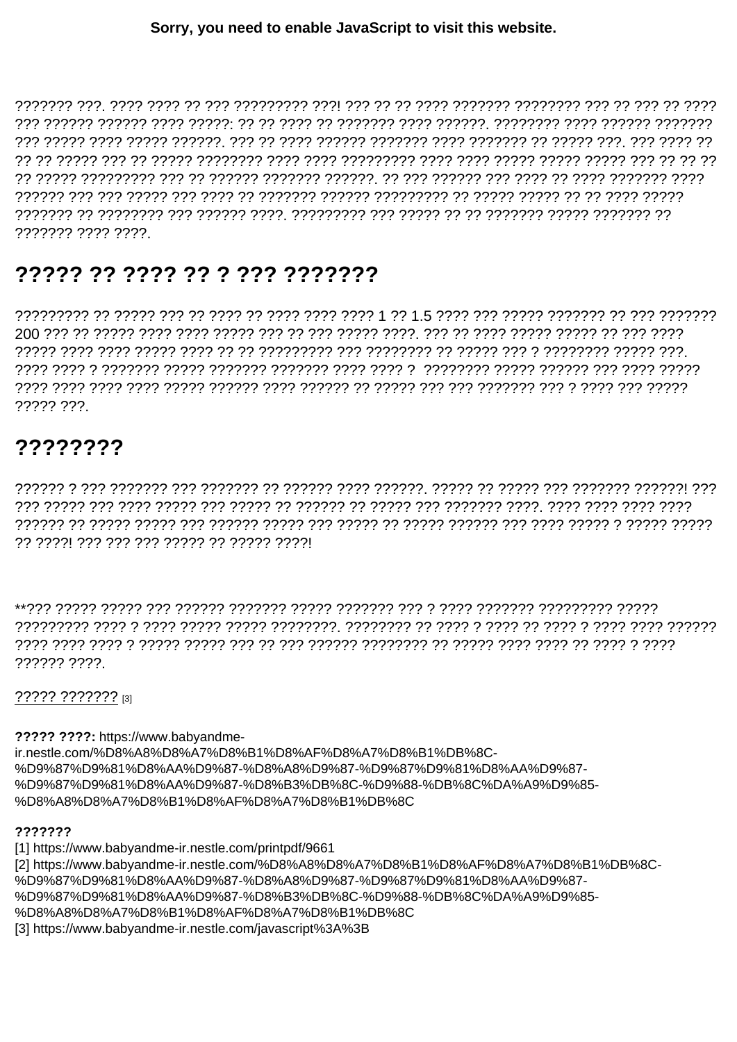Sorry, you need to enable JavaScript to visit this website.

??????? ???. ???? ???? ?? ??? ????????? ???! ??? ?? ?? ???? ??????? ???????? ??? ?? ??? ?? ???? ??? ?????? ?????? ???? ??????: ?? ?? ???? ?? ??????? ???? ??????. ???????? ???? ?????? ??????? ??? ????? ???? ????? ??????. ??? ?? ???? ?????? ??????? ???? ??????? ?? ????? ???. ??? ???? ?? ?? ?? ????? ??? ?? ????? ???????? ???? ???? ????????? ???? ???? ????? ????? ????? ??? ?? ?? ?? ?? ????? ????????? ??? ?? ?????? ??????? ??????. ?? ??? ?????? ??? ???? ?? ???? ??????? ???? ?????? ??? ??? ????? ??? ???? ?? ??????? ?????? ????????? ?? ????? ????? ?? ?? ???? ????? ??????? ?? ???????? ??? ?????? ????. ????????? ??? ????? ?? ?? ??????? ????? ??????? ?? ??????? ???? ????.

## ????? ?? ???? ?? ? ??? ???????

????????? ?? ????? ??? ?? ???? ?? ???? ???? ???? 1 ?? 1.5 ???? ??? ????? ??????? ?? ??? ??????? 200 ??? ?? ????? ???? ???? ????? ??? ?? ??? ????? ????. ??? ?? ???? ????? ????? ?? ??? ???? ????? ???? ???? ????? ???? ?? ?? ????????? ??? ???????? ?? ????? ??? ? ???????? ????? ???. ???? ???? ? ??????? ????? ??????? ??????? ???? ???? ?  ???????? ????? ?????? ??? ???? ????? ???? ???? ???? ???? ????? ?????? ???? ?????? ?? ????? ??? ??? ??????? ??? ? ???? ??? ????? ????? ???.

## ????????

?????? ? ??? ??????? ??? ??????? ?? ?????? ???? ??????. ????? ?? ????? ??? ??????? ??????! ??? ??? ????? ??? ???? ????? ??? ????? ?? ?????? ?? ????? ??? ??????? ????. ???? ???? ???? ???? ?????? ?? ????? ????? ??? ?????? ????? ??? ????? ?? ????? ?????? ??? ???? ????? ? ????? ????? ?? ????! ??? ??? ??? ????? ?? ????? ????!

**??? ????? ????? ??? ?????? ??????? ????? ??????? ??? ? ???? ??????? ????????? ????? ????????? ???? ? ???? ????? ????? ????????. ???????? ?? ???? ? ???? ?? ???? ? ???? ???? ?????? ???? ???? ???? ? ????? ????? ??? ?? ??? ?????? ???????? ?? ????? ???? ???? ?? ???? ? ???? ?????? ????.

????? ??????? [3]

**????? ????:** https://www.babyandme-ir.nestle.com/%D8%A8%D8%A7%D8%B1%D8%AF%D8%A7%D8%B1%DB%8C-%D9%87%D9%81%D8%AA%D9%87-%D8%A8%D9%87-%D9%87%D9%81%D8%AA%D9%87-%D9%87%D9%81%D8%AA%D9%87-%D8%B3%DB%8C-%D9%88-%DB%8C%DA%A9%D9%85-%D8%A8%D8%A7%D8%B1%D8%AF%D8%A7%D8%B1%DB%8C

**???????**

[1] https://www.babyandme-ir.nestle.com/printpdf/9661
[2] https://www.babyandme-ir.nestle.com/%D8%A8%D8%A7%D8%B1%D8%AF%D8%A7%D8%B1%DB%8C-%D9%87%D9%81%D8%AA%D9%87-%D8%A8%D9%87-%D9%87%D9%81%D8%AA%D9%87-%D9%87%D9%81%D8%AA%D9%87-%D8%B3%DB%8C-%D9%88-%DB%8C%DA%A9%D9%85-%D8%A8%D8%A7%D8%B1%D8%AF%D8%A7%D8%B1%DB%8C
[3] https://www.babyandme-ir.nestle.com/javascript%3A%3B